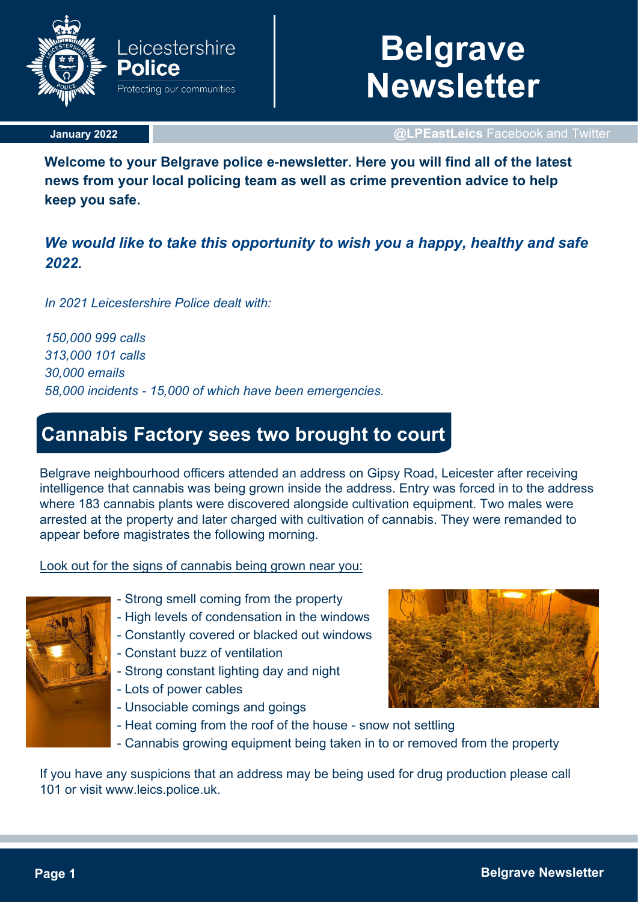# Belgrave Newsletter

Leicestershire Police — Protecting our communities

**January 2022**

**@LPEastLeics** Facebook and Twitter

**Welcome to your Belgrave police e-newsletter. Here you will find all of the latest news from your local policing team as well as crime prevention advice to help keep you safe.**

***We would like to take this opportunity to wish you a happy, healthy and safe 2022.***

*In 2021 Leicestershire Police dealt with:*

*150,000 999 calls*
*313,000 101 calls*
*30,000 emails*
*58,000 incidents - 15,000 of which have been emergencies.*

## Cannabis Factory sees two brought to court

Belgrave neighbourhood officers attended an address on Gipsy Road, Leicester after receiving intelligence that cannabis was being grown inside the address. Entry was forced in to the address where 183 cannabis plants were discovered alongside cultivation equipment. Two males were arrested at the property and later charged with cultivation of cannabis. They were remanded to appear before magistrates the following morning.

Look out for the signs of cannabis being grown near you:

- Strong smell coming from the property
- High levels of condensation in the windows
- Constantly covered or blacked out windows
- Constant buzz of ventilation
- Strong constant lighting day and night
- Lots of power cables
- Unsociable comings and goings
- Heat coming from the roof of the house - snow not settling
- Cannabis growing equipment being taken in to or removed from the property

If you have any suspicions that an address may be being used for drug production please call 101 or visit www.leics.police.uk.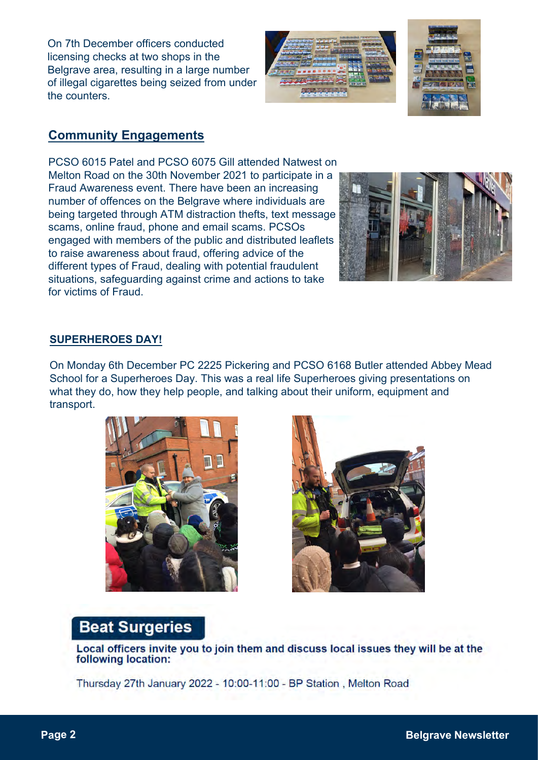On 7th December officers conducted licensing checks at two shops in the Belgrave area, resulting in a large number of illegal cigarettes being seized from under the counters.

## Community Engagements

PCSO 6015 Patel and PCSO 6075 Gill attended Natwest on Melton Road on the 30th November 2021 to participate in a Fraud Awareness event. There have been an increasing number of offences on the Belgrave where individuals are being targeted through ATM distraction thefts, text message scams, online fraud, phone and email scams. PCSOs engaged with members of the public and distributed leaflets to raise awareness about fraud, offering advice of the different types of Fraud, dealing with potential fraudulent situations, safeguarding against crime and actions to take for victims of Fraud.

### SUPERHEROES DAY!

On Monday 6th December PC 2225 Pickering and PCSO 6168 Butler attended Abbey Mead School for a Superheroes Day. This was a real life Superheroes giving presentations on what they do, how they help people, and talking about their uniform, equipment and transport.

## Beat Surgeries

**Local officers invite you to join them and discuss local issues they will be at the following location:**

Thursday 27th January 2022 - 10:00-11:00 - BP Station , Melton Road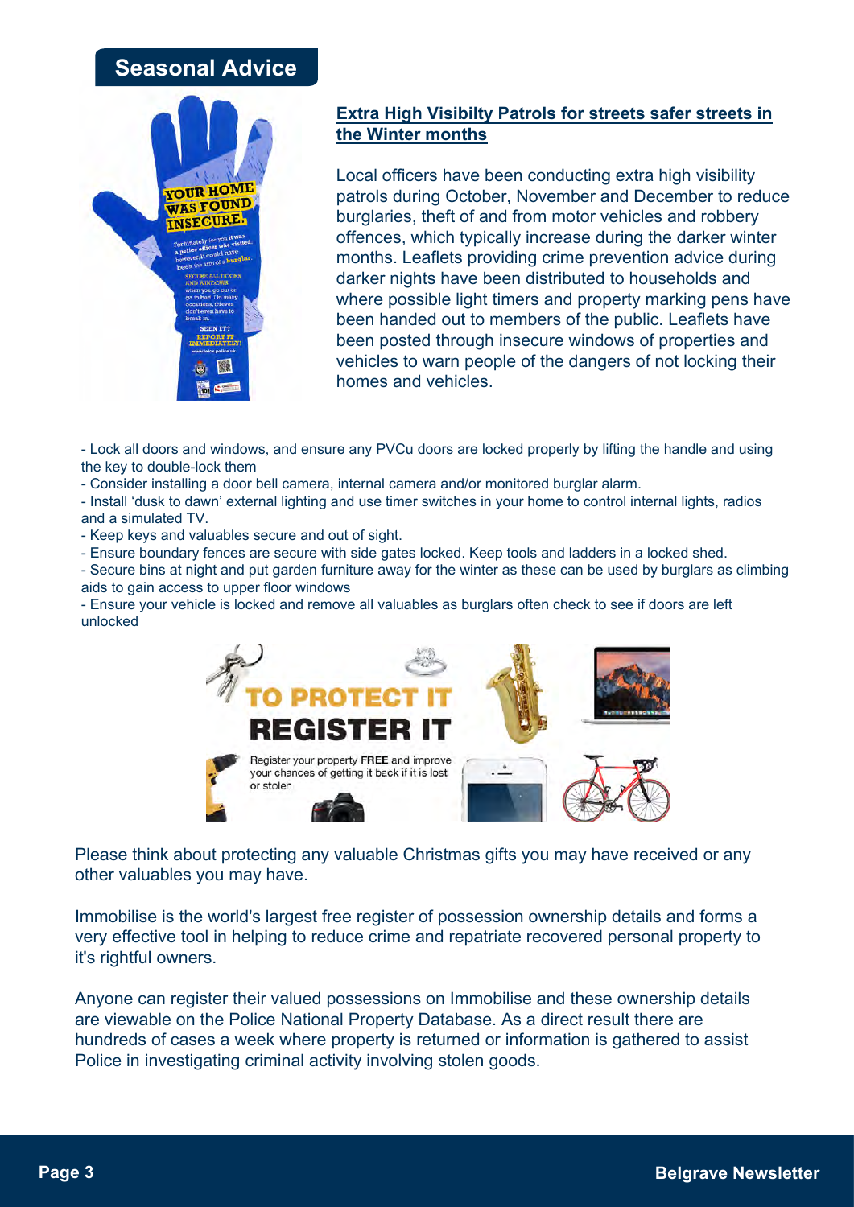## Seasonal Advice

### Extra High Visibilty Patrols for streets safer streets in the Winter months

Local officers have been conducting extra high visibility patrols during October, November and December to reduce burglaries, theft of and from motor vehicles and robbery offences, which typically increase during the darker winter months. Leaflets providing crime prevention advice during darker nights have been distributed to households and where possible light timers and property marking pens have been handed out to members of the public. Leaflets have been posted through insecure windows of properties and vehicles to warn people of the dangers of not locking their homes and vehicles.

- Lock all doors and windows, and ensure any PVCu doors are locked properly by lifting the handle and using the key to double-lock them
- Consider installing a door bell camera, internal camera and/or monitored burglar alarm.
- Install 'dusk to dawn' external lighting and use timer switches in your home to control internal lights, radios and a simulated TV.
- Keep keys and valuables secure and out of sight.
- Ensure boundary fences are secure with side gates locked. Keep tools and ladders in a locked shed.
- Secure bins at night and put garden furniture away for the winter as these can be used by burglars as climbing aids to gain access to upper floor windows
- Ensure your vehicle is locked and remove all valuables as burglars often check to see if doors are left unlocked

Please think about protecting any valuable Christmas gifts you may have received or any other valuables you may have.

Immobilise is the world's largest free register of possession ownership details and forms a very effective tool in helping to reduce crime and repatriate recovered personal property to it's rightful owners.

Anyone can register their valued possessions on Immobilise and these ownership details are viewable on the Police National Property Database. As a direct result there are hundreds of cases a week where property is returned or information is gathered to assist Police in investigating criminal activity involving stolen goods.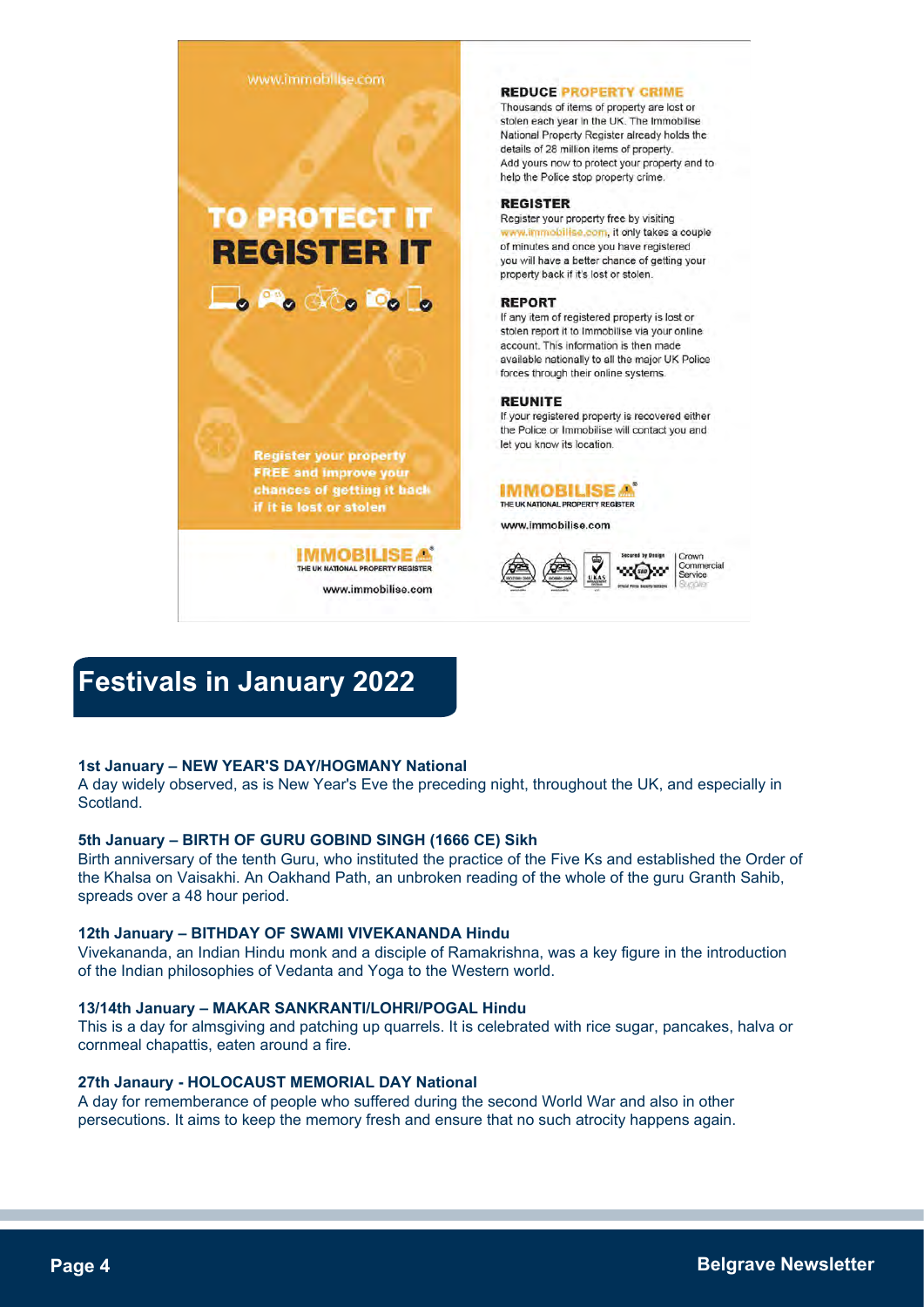www.immobilise.com

# TO PROTECT IT REGISTER IT

**Register your property FREE and improve your chances of getting it back if it is lost or stolen**

IMMOBILISE
THE UK NATIONAL PROPERTY REGISTER

www.immobilise.com

### REDUCE PROPERTY CRIME

Thousands of items of property are lost or stolen each year in the UK. The Immobilise National Property Register already holds the details of 28 million items of property. Add yours now to protect your property and to help the Police stop property crime.

### REGISTER

Register your property free by visiting www.immobilise.com, it only takes a couple of minutes and once you have registered you will have a better chance of getting your property back if it's lost or stolen.

### REPORT

If any item of registered property is lost or stolen report it to Immobilise via your online account. This information is then made available nationally to all the major UK Police forces through their online systems.

### REUNITE

If your registered property is recovered either the Police or Immobilise will contact you and let you know its location.

IMMOBILISE
THE UK NATIONAL PROPERTY REGISTER

www.immobilise.com

Secured by Design

Crown Commercial Service Supplier

## Festivals in January 2022

**1st January – NEW YEAR'S DAY/HOGMANY National**
A day widely observed, as is New Year's Eve the preceding night, throughout the UK, and especially in Scotland.

**5th January – BIRTH OF GURU GOBIND SINGH (1666 CE) Sikh**
Birth anniversary of the tenth Guru, who instituted the practice of the Five Ks and established the Order of the Khalsa on Vaisakhi. An Oakhand Path, an unbroken reading of the whole of the guru Granth Sahib, spreads over a 48 hour period.

**12th January – BITHDAY OF SWAMI VIVEKANANDA Hindu**
Vivekananda, an Indian Hindu monk and a disciple of Ramakrishna, was a key figure in the introduction of the Indian philosophies of Vedanta and Yoga to the Western world.

**13/14th January – MAKAR SANKRANTI/LOHRI/POGAL Hindu**
This is a day for almsgiving and patching up quarrels. It is celebrated with rice sugar, pancakes, halva or cornmeal chapattis, eaten around a fire.

**27th Janaury - HOLOCAUST MEMORIAL DAY National**
A day for rememberance of people who suffered during the second World War and also in other persecutions. It aims to keep the memory fresh and ensure that no such atrocity happens again.